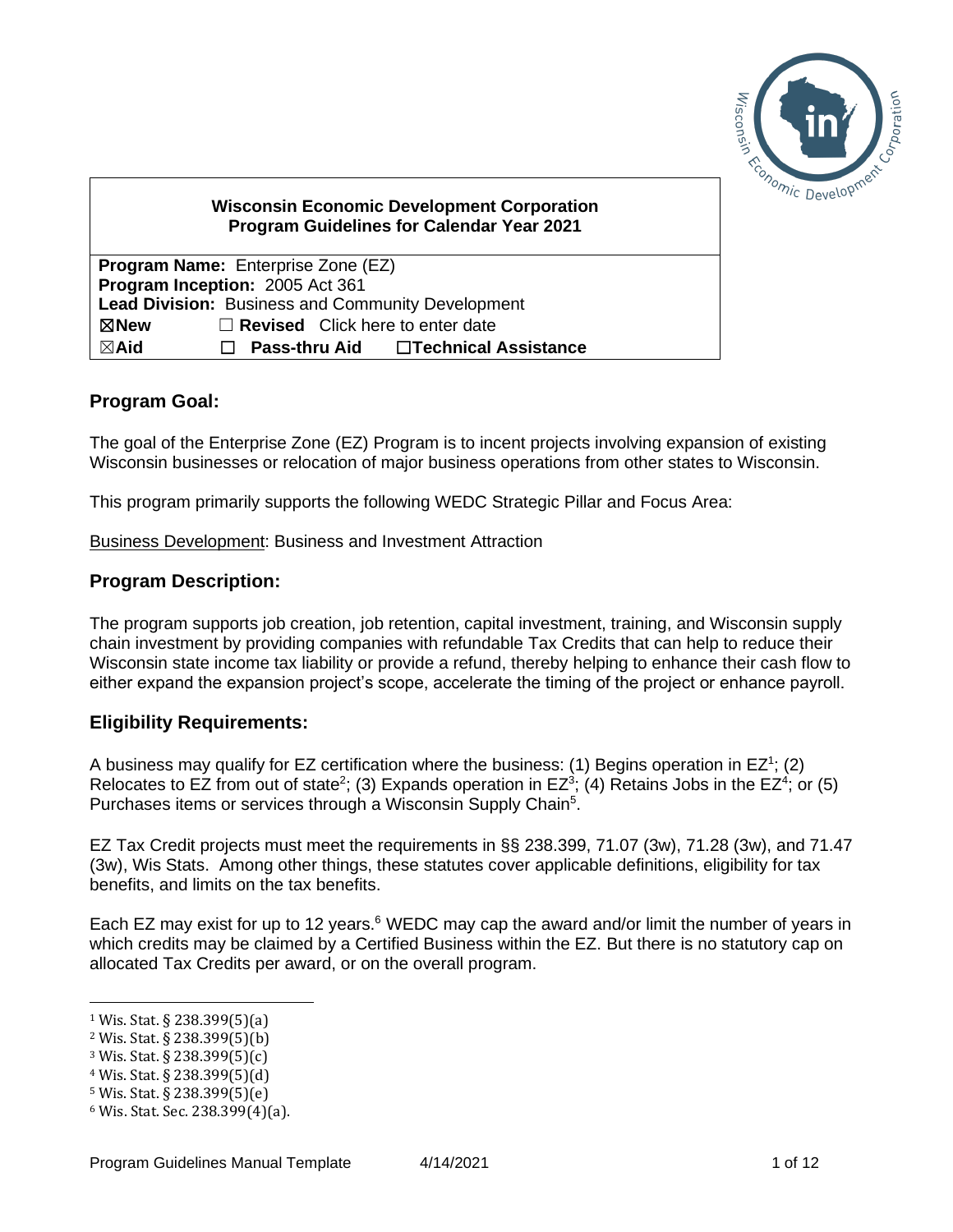**Wisconsin Economic Development Corporation**
**Program Guidelines for Calendar Year 2021**

**Program Name:** Enterprise Zone (EZ)
**Program Inception:** 2005 Act 361
**Lead Division:** Business and Community Development
☒**New** ☐ **Revised** Click here to enter date
☒**Aid** ☐ **Pass-thru Aid** ☐**Technical Assistance**

## Program Goal:

The goal of the Enterprise Zone (EZ) Program is to incent projects involving expansion of existing Wisconsin businesses or relocation of major business operations from other states to Wisconsin.

This program primarily supports the following WEDC Strategic Pillar and Focus Area:

Business Development: Business and Investment Attraction

## Program Description:

The program supports job creation, job retention, capital investment, training, and Wisconsin supply chain investment by providing companies with refundable Tax Credits that can help to reduce their Wisconsin state income tax liability or provide a refund, thereby helping to enhance their cash flow to either expand the expansion project's scope, accelerate the timing of the project or enhance payroll.

## Eligibility Requirements:

A business may qualify for EZ certification where the business: (1) Begins operation in EZ[1]; (2) Relocates to EZ from out of state[2]; (3) Expands operation in EZ[3]; (4) Retains Jobs in the EZ[4]; or (5) Purchases items or services through a Wisconsin Supply Chain[5].

EZ Tax Credit projects must meet the requirements in §§ 238.399, 71.07 (3w), 71.28 (3w), and 71.47 (3w), Wis Stats. Among other things, these statutes cover applicable definitions, eligibility for tax benefits, and limits on the tax benefits.

Each EZ may exist for up to 12 years.[6] WEDC may cap the award and/or limit the number of years in which credits may be claimed by a Certified Business within the EZ. But there is no statutory cap on allocated Tax Credits per award, or on the overall program.

[1] Wis. Stat. § 238.399(5)(a)
[2] Wis. Stat. § 238.399(5)(b)
[3] Wis. Stat. § 238.399(5)(c)
[4] Wis. Stat. § 238.399(5)(d)
[5] Wis. Stat. § 238.399(5)(e)
[6] Wis. Stat. Sec. 238.399(4)(a).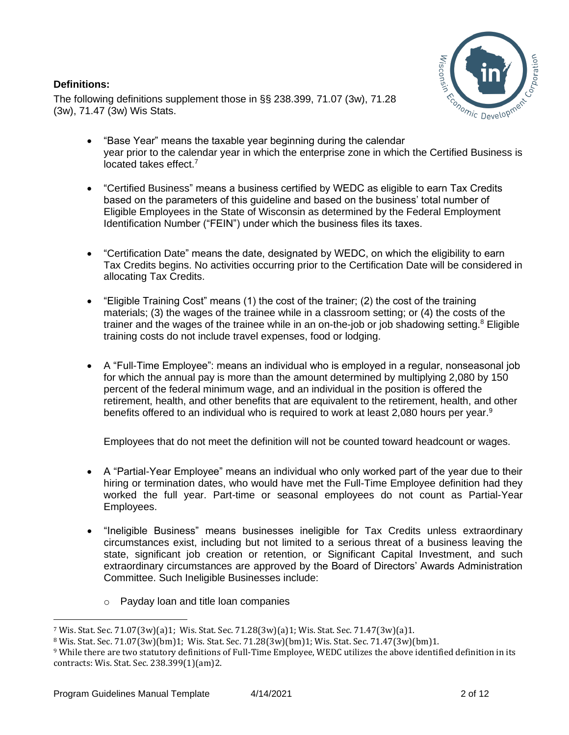**Definitions:**

The following definitions supplement those in §§ 238.399, 71.07 (3w), 71.28 (3w), 71.47 (3w) Wis Stats.

- "Base Year" means the taxable year beginning during the calendar year prior to the calendar year in which the enterprise zone in which the Certified Business is located takes effect.[7]

- "Certified Business" means a business certified by WEDC as eligible to earn Tax Credits based on the parameters of this guideline and based on the business' total number of Eligible Employees in the State of Wisconsin as determined by the Federal Employment Identification Number ("FEIN") under which the business files its taxes.

- "Certification Date" means the date, designated by WEDC, on which the eligibility to earn Tax Credits begins. No activities occurring prior to the Certification Date will be considered in allocating Tax Credits.

- "Eligible Training Cost" means (1) the cost of the trainer; (2) the cost of the training materials; (3) the wages of the trainee while in a classroom setting; or (4) the costs of the trainer and the wages of the trainee while in an on-the-job or job shadowing setting.[8] Eligible training costs do not include travel expenses, food or lodging.

- A "Full-Time Employee": means an individual who is employed in a regular, nonseasonal job for which the annual pay is more than the amount determined by multiplying 2,080 by 150 percent of the federal minimum wage, and an individual in the position is offered the retirement, health, and other benefits that are equivalent to the retirement, health, and other benefits offered to an individual who is required to work at least 2,080 hours per year.[9]

  Employees that do not meet the definition will not be counted toward headcount or wages.

- A "Partial-Year Employee" means an individual who only worked part of the year due to their hiring or termination dates, who would have met the Full-Time Employee definition had they worked the full year. Part-time or seasonal employees do not count as Partial-Year Employees.

- "Ineligible Business" means businesses ineligible for Tax Credits unless extraordinary circumstances exist, including but not limited to a serious threat of a business leaving the state, significant job creation or retention, or Significant Capital Investment, and such extraordinary circumstances are approved by the Board of Directors' Awards Administration Committee. Such Ineligible Businesses include:
  - Payday loan and title loan companies

---

[7] Wis. Stat. Sec. 71.07(3w)(a)1; Wis. Stat. Sec. 71.28(3w)(a)1; Wis. Stat. Sec. 71.47(3w)(a)1.

[8] Wis. Stat. Sec. 71.07(3w)(bm)1; Wis. Stat. Sec. 71.28(3w)(bm)1; Wis. Stat. Sec. 71.47(3w)(bm)1.

[9] While there are two statutory definitions of Full-Time Employee, WEDC utilizes the above identified definition in its contracts: Wis. Stat. Sec. 238.399(1)(am)2.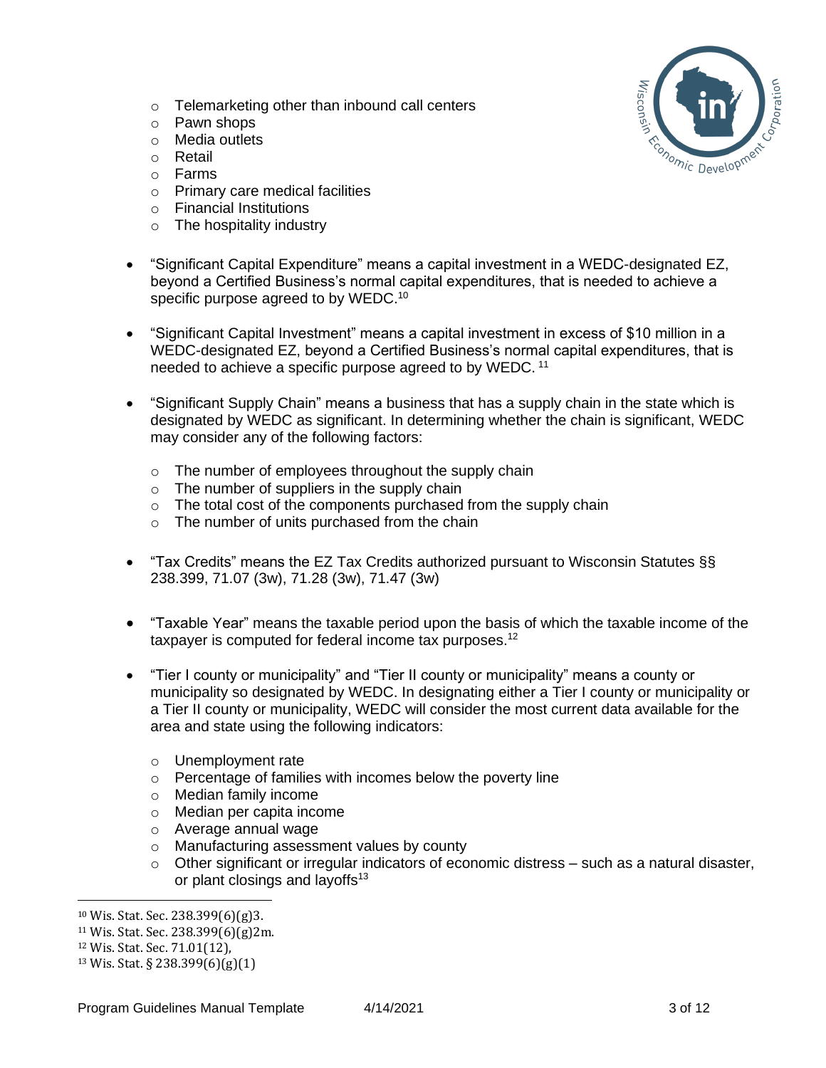- Telemarketing other than inbound call centers
  - Pawn shops
  - Media outlets
  - Retail
  - Farms
  - Primary care medical facilities
  - Financial Institutions
  - The hospitality industry

- "Significant Capital Expenditure" means a capital investment in a WEDC-designated EZ, beyond a Certified Business's normal capital expenditures, that is needed to achieve a specific purpose agreed to by WEDC.[10]

- "Significant Capital Investment" means a capital investment in excess of $10 million in a WEDC-designated EZ, beyond a Certified Business's normal capital expenditures, that is needed to achieve a specific purpose agreed to by WEDC. [11]

- "Significant Supply Chain" means a business that has a supply chain in the state which is designated by WEDC as significant. In determining whether the chain is significant, WEDC may consider any of the following factors:

  - The number of employees throughout the supply chain
  - The number of suppliers in the supply chain
  - The total cost of the components purchased from the supply chain
  - The number of units purchased from the chain

- "Tax Credits" means the EZ Tax Credits authorized pursuant to Wisconsin Statutes §§ 238.399, 71.07 (3w), 71.28 (3w), 71.47 (3w)

- "Taxable Year" means the taxable period upon the basis of which the taxable income of the taxpayer is computed for federal income tax purposes.[12]

- "Tier I county or municipality" and "Tier II county or municipality" means a county or municipality so designated by WEDC. In designating either a Tier I county or municipality or a Tier II county or municipality, WEDC will consider the most current data available for the area and state using the following indicators:

  - Unemployment rate
  - Percentage of families with incomes below the poverty line
  - Median family income
  - Median per capita income
  - Average annual wage
  - Manufacturing assessment values by county
  - Other significant or irregular indicators of economic distress – such as a natural disaster, or plant closings and layoffs[13]

---

[10] Wis. Stat. Sec. 238.399(6)(g)3.

[11] Wis. Stat. Sec. 238.399(6)(g)2m.

[12] Wis. Stat. Sec. 71.01(12),

[13] Wis. Stat. § 238.399(6)(g)(1)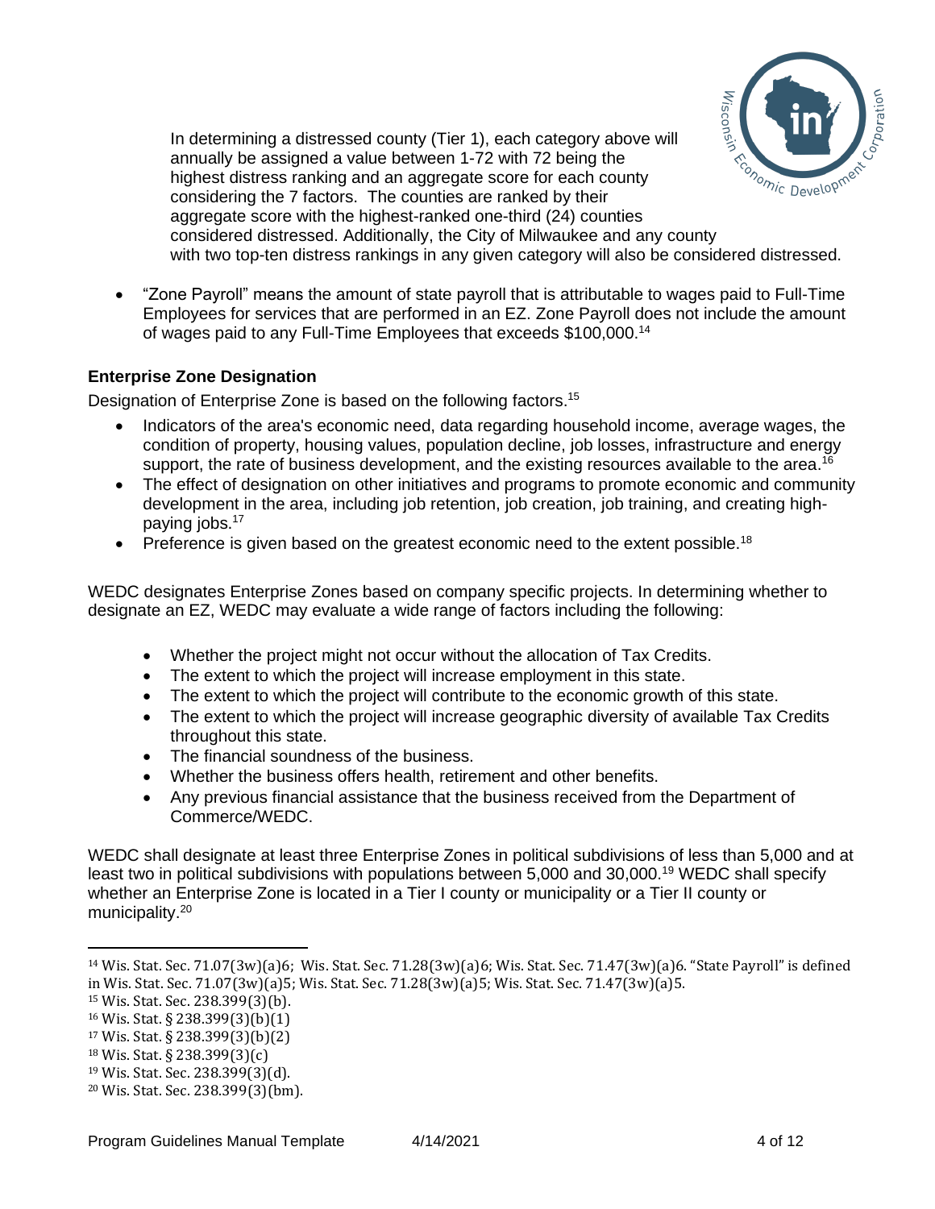In determining a distressed county (Tier 1), each category above will annually be assigned a value between 1-72 with 72 being the highest distress ranking and an aggregate score for each county considering the 7 factors. The counties are ranked by their aggregate score with the highest-ranked one-third (24) counties considered distressed. Additionally, the City of Milwaukee and any county with two top-ten distress rankings in any given category will also be considered distressed.

- "Zone Payroll" means the amount of state payroll that is attributable to wages paid to Full-Time Employees for services that are performed in an EZ. Zone Payroll does not include the amount of wages paid to any Full-Time Employees that exceeds $100,000.[14]

### Enterprise Zone Designation

Designation of Enterprise Zone is based on the following factors.[15]

- Indicators of the area's economic need, data regarding household income, average wages, the condition of property, housing values, population decline, job losses, infrastructure and energy support, the rate of business development, and the existing resources available to the area.[16]
- The effect of designation on other initiatives and programs to promote economic and community development in the area, including job retention, job creation, job training, and creating high-paying jobs.[17]
- Preference is given based on the greatest economic need to the extent possible.[18]

WEDC designates Enterprise Zones based on company specific projects. In determining whether to designate an EZ, WEDC may evaluate a wide range of factors including the following:

- Whether the project might not occur without the allocation of Tax Credits.
- The extent to which the project will increase employment in this state.
- The extent to which the project will contribute to the economic growth of this state.
- The extent to which the project will increase geographic diversity of available Tax Credits throughout this state.
- The financial soundness of the business.
- Whether the business offers health, retirement and other benefits.
- Any previous financial assistance that the business received from the Department of Commerce/WEDC.

WEDC shall designate at least three Enterprise Zones in political subdivisions of less than 5,000 and at least two in political subdivisions with populations between 5,000 and 30,000.[19] WEDC shall specify whether an Enterprise Zone is located in a Tier I county or municipality or a Tier II county or municipality.[20]

---

[14] Wis. Stat. Sec. 71.07(3w)(a)6; Wis. Stat. Sec. 71.28(3w)(a)6; Wis. Stat. Sec. 71.47(3w)(a)6. "State Payroll" is defined in Wis. Stat. Sec. 71.07(3w)(a)5; Wis. Stat. Sec. 71.28(3w)(a)5; Wis. Stat. Sec. 71.47(3w)(a)5.

[15] Wis. Stat. Sec. 238.399(3)(b).

[16] Wis. Stat. § 238.399(3)(b)(1)

[17] Wis. Stat. § 238.399(3)(b)(2)

[18] Wis. Stat. § 238.399(3)(c)

[19] Wis. Stat. Sec. 238.399(3)(d).

[20] Wis. Stat. Sec. 238.399(3)(bm).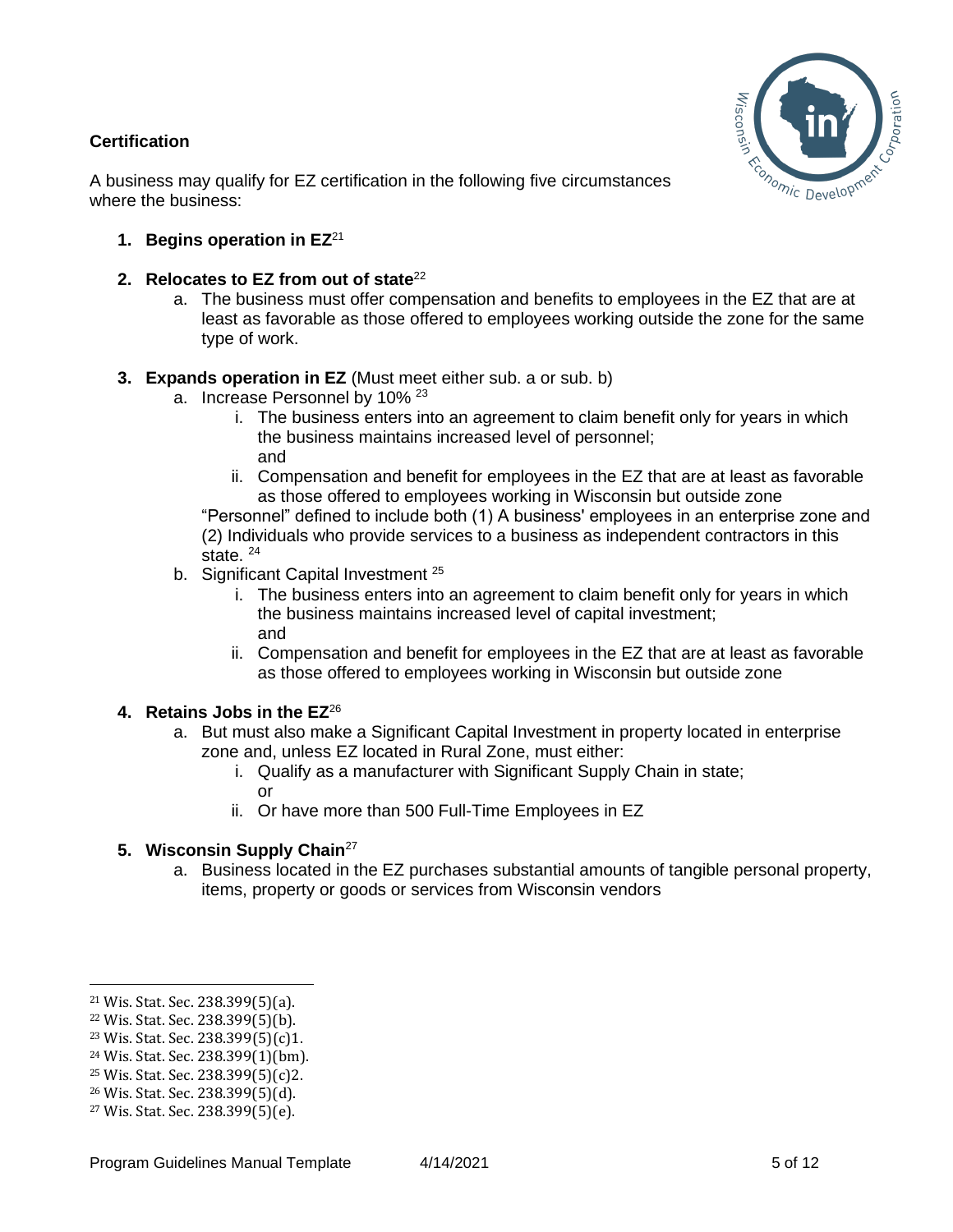**Certification**

A business may qualify for EZ certification in the following five circumstances where the business:

1. **Begins operation in EZ**[21]
2. **Relocates to EZ from out of state**[22]
    a. The business must offer compensation and benefits to employees in the EZ that are at least as favorable as those offered to employees working outside the zone for the same type of work.
3. **Expands operation in EZ** (Must meet either sub. a or sub. b)
    a. Increase Personnel by 10% [23]
        i. The business enters into an agreement to claim benefit only for years in which the business maintains increased level of personnel;
        and
        ii. Compensation and benefit for employees in the EZ that are at least as favorable as those offered to employees working in Wisconsin but outside zone

    "Personnel" defined to include both (1) A business' employees in an enterprise zone and (2) Individuals who provide services to a business as independent contractors in this state. [24]

    b. Significant Capital Investment [25]
        i. The business enters into an agreement to claim benefit only for years in which the business maintains increased level of capital investment;
        and
        ii. Compensation and benefit for employees in the EZ that are at least as favorable as those offered to employees working in Wisconsin but outside zone
4. **Retains Jobs in the EZ**[26]
    a. But must also make a Significant Capital Investment in property located in enterprise zone and, unless EZ located in Rural Zone, must either:
        i. Qualify as a manufacturer with Significant Supply Chain in state;
        or
        ii. Or have more than 500 Full-Time Employees in EZ
5. **Wisconsin Supply Chain**[27]
    a. Business located in the EZ purchases substantial amounts of tangible personal property, items, property or goods or services from Wisconsin vendors

---

[21] Wis. Stat. Sec. 238.399(5)(a).
[22] Wis. Stat. Sec. 238.399(5)(b).
[23] Wis. Stat. Sec. 238.399(5)(c)1.
[24] Wis. Stat. Sec. 238.399(1)(bm).
[25] Wis. Stat. Sec. 238.399(5)(c)2.
[26] Wis. Stat. Sec. 238.399(5)(d).
[27] Wis. Stat. Sec. 238.399(5)(e).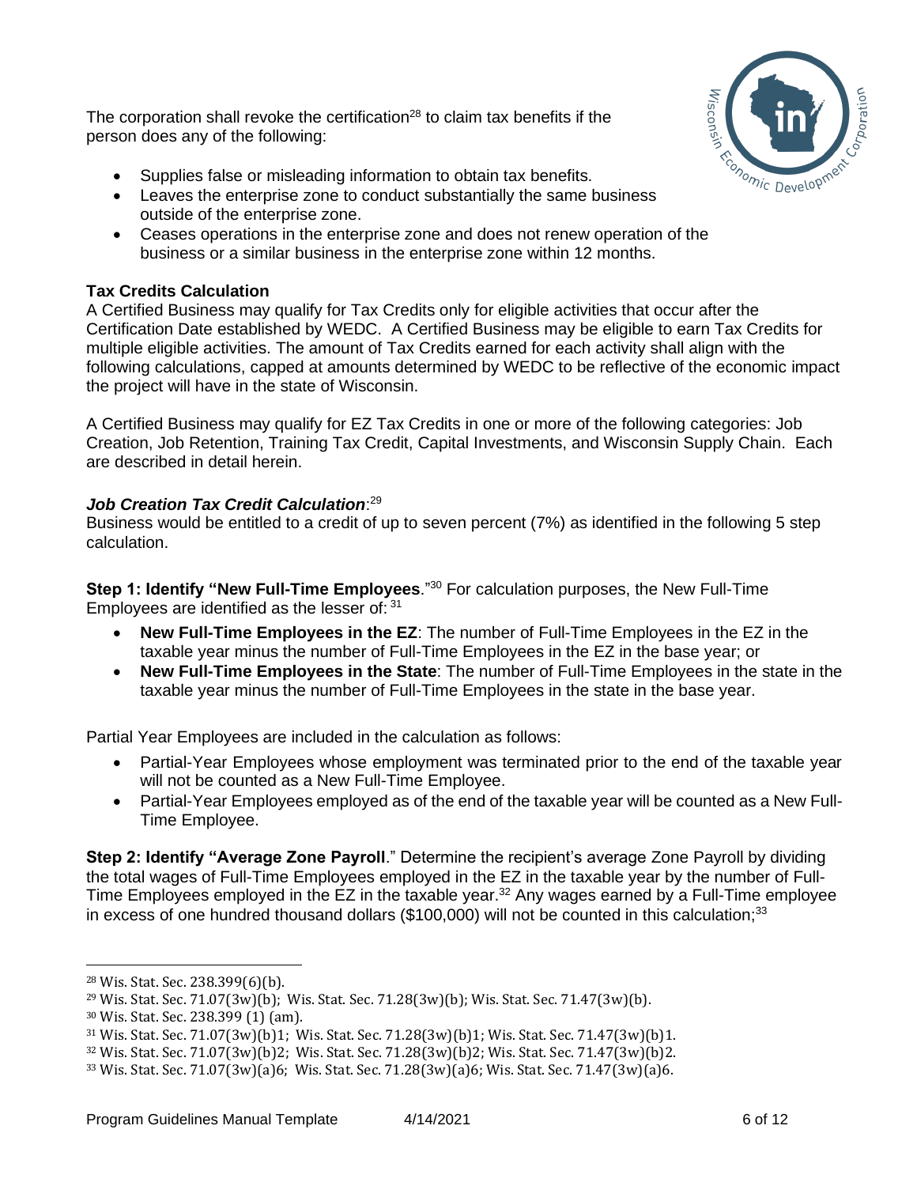The corporation shall revoke the certification[28] to claim tax benefits if the person does any of the following:

- Supplies false or misleading information to obtain tax benefits.
- Leaves the enterprise zone to conduct substantially the same business outside of the enterprise zone.
- Ceases operations in the enterprise zone and does not renew operation of the business or a similar business in the enterprise zone within 12 months.

**Tax Credits Calculation**

A Certified Business may qualify for Tax Credits only for eligible activities that occur after the Certification Date established by WEDC. A Certified Business may be eligible to earn Tax Credits for multiple eligible activities. The amount of Tax Credits earned for each activity shall align with the following calculations, capped at amounts determined by WEDC to be reflective of the economic impact the project will have in the state of Wisconsin.

A Certified Business may qualify for EZ Tax Credits in one or more of the following categories: Job Creation, Job Retention, Training Tax Credit, Capital Investments, and Wisconsin Supply Chain. Each are described in detail herein.

***Job Creation Tax Credit Calculation***:[29]

Business would be entitled to a credit of up to seven percent (7%) as identified in the following 5 step calculation.

**Step 1: Identify "New Full-Time Employees**."[30] For calculation purposes, the New Full-Time Employees are identified as the lesser of: [31]

- **New Full-Time Employees in the EZ**: The number of Full-Time Employees in the EZ in the taxable year minus the number of Full-Time Employees in the EZ in the base year; or
- **New Full-Time Employees in the State**: The number of Full-Time Employees in the state in the taxable year minus the number of Full-Time Employees in the state in the base year.

Partial Year Employees are included in the calculation as follows:

- Partial-Year Employees whose employment was terminated prior to the end of the taxable year will not be counted as a New Full-Time Employee.
- Partial-Year Employees employed as of the end of the taxable year will be counted as a New Full-Time Employee.

**Step 2: Identify "Average Zone Payroll**." Determine the recipient's average Zone Payroll by dividing the total wages of Full-Time Employees employed in the EZ in the taxable year by the number of Full-Time Employees employed in the EZ in the taxable year.[32] Any wages earned by a Full-Time employee in excess of one hundred thousand dollars ($100,000) will not be counted in this calculation;[33]

---

[28] Wis. Stat. Sec. 238.399(6)(b).

[29] Wis. Stat. Sec. 71.07(3w)(b); Wis. Stat. Sec. 71.28(3w)(b); Wis. Stat. Sec. 71.47(3w)(b).

[30] Wis. Stat. Sec. 238.399 (1) (am).

[31] Wis. Stat. Sec. 71.07(3w)(b)1; Wis. Stat. Sec. 71.28(3w)(b)1; Wis. Stat. Sec. 71.47(3w)(b)1.

[32] Wis. Stat. Sec. 71.07(3w)(b)2; Wis. Stat. Sec. 71.28(3w)(b)2; Wis. Stat. Sec. 71.47(3w)(b)2.

[33] Wis. Stat. Sec. 71.07(3w)(a)6; Wis. Stat. Sec. 71.28(3w)(a)6; Wis. Stat. Sec. 71.47(3w)(a)6.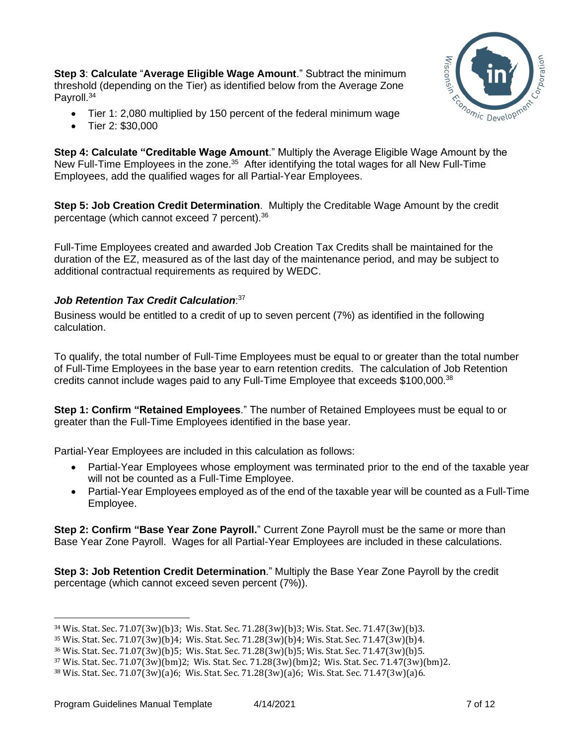**Step 3**: **Calculate** "**Average Eligible Wage Amount**." Subtract the minimum threshold (depending on the Tier) as identified below from the Average Zone Payroll.[34]

- Tier 1: 2,080 multiplied by 150 percent of the federal minimum wage
- Tier 2: $30,000

**Step 4: Calculate "Creditable Wage Amount**." Multiply the Average Eligible Wage Amount by the New Full-Time Employees in the zone.[35] After identifying the total wages for all New Full-Time Employees, add the qualified wages for all Partial-Year Employees.

**Step 5: Job Creation Credit Determination**. Multiply the Creditable Wage Amount by the credit percentage (which cannot exceed 7 percent).[36]

Full-Time Employees created and awarded Job Creation Tax Credits shall be maintained for the duration of the EZ, measured as of the last day of the maintenance period, and may be subject to additional contractual requirements as required by WEDC.

***Job Retention Tax Credit Calculation***:[37]

Business would be entitled to a credit of up to seven percent (7%) as identified in the following calculation.

To qualify, the total number of Full-Time Employees must be equal to or greater than the total number of Full-Time Employees in the base year to earn retention credits. The calculation of Job Retention credits cannot include wages paid to any Full-Time Employee that exceeds $100,000.[38]

**Step 1: Confirm "Retained Employees**." The number of Retained Employees must be equal to or greater than the Full-Time Employees identified in the base year.

Partial-Year Employees are included in this calculation as follows:

- Partial-Year Employees whose employment was terminated prior to the end of the taxable year will not be counted as a Full-Time Employee.
- Partial-Year Employees employed as of the end of the taxable year will be counted as a Full-Time Employee.

**Step 2: Confirm "Base Year Zone Payroll.**" Current Zone Payroll must be the same or more than Base Year Zone Payroll. Wages for all Partial-Year Employees are included in these calculations.

**Step 3: Job Retention Credit Determination**." Multiply the Base Year Zone Payroll by the credit percentage (which cannot exceed seven percent (7%)).

---

[34] Wis. Stat. Sec. 71.07(3w)(b)3; Wis. Stat. Sec. 71.28(3w)(b)3; Wis. Stat. Sec. 71.47(3w)(b)3.

[35] Wis. Stat. Sec. 71.07(3w)(b)4; Wis. Stat. Sec. 71.28(3w)(b)4; Wis. Stat. Sec. 71.47(3w)(b)4.

[36] Wis. Stat. Sec. 71.07(3w)(b)5; Wis. Stat. Sec. 71.28(3w)(b)5; Wis. Stat. Sec. 71.47(3w)(b)5.

[37] Wis. Stat. Sec. 71.07(3w)(bm)2; Wis. Stat. Sec. 71.28(3w)(bm)2; Wis. Stat. Sec. 71.47(3w)(bm)2.

[38] Wis. Stat. Sec. 71.07(3w)(a)6; Wis. Stat. Sec. 71.28(3w)(a)6; Wis. Stat. Sec. 71.47(3w)(a)6.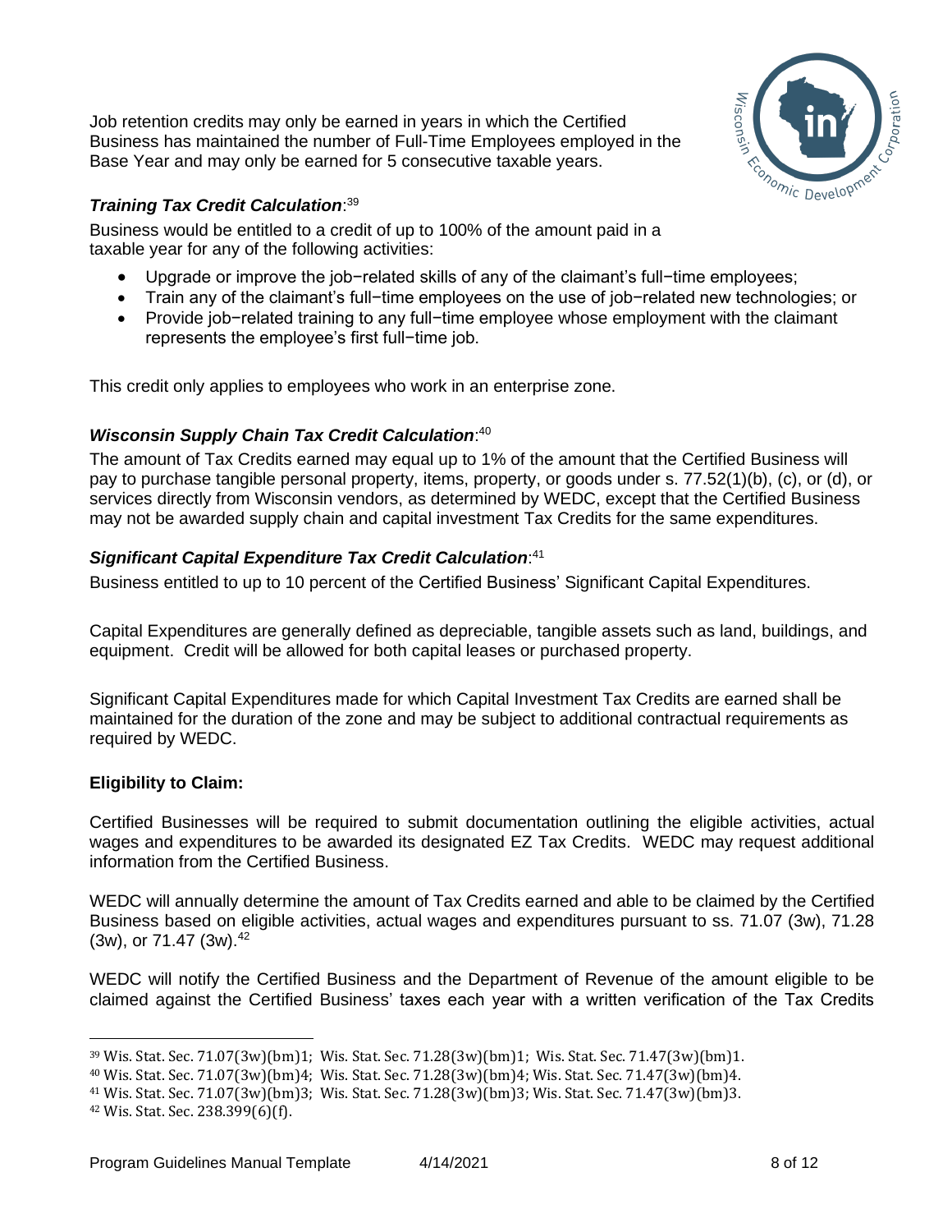Job retention credits may only be earned in years in which the Certified Business has maintained the number of Full-Time Employees employed in the Base Year and may only be earned for 5 consecutive taxable years.

### *Training Tax Credit Calculation*:[39]

Business would be entitled to a credit of up to 100% of the amount paid in a taxable year for any of the following activities:

- Upgrade or improve the job−related skills of any of the claimant's full−time employees;
- Train any of the claimant's full−time employees on the use of job−related new technologies; or
- Provide job−related training to any full−time employee whose employment with the claimant represents the employee's first full−time job.

This credit only applies to employees who work in an enterprise zone.

### *Wisconsin Supply Chain Tax Credit Calculation*:[40]

The amount of Tax Credits earned may equal up to 1% of the amount that the Certified Business will pay to purchase tangible personal property, items, property, or goods under s. 77.52(1)(b), (c), or (d), or services directly from Wisconsin vendors, as determined by WEDC, except that the Certified Business may not be awarded supply chain and capital investment Tax Credits for the same expenditures.

### *Significant Capital Expenditure Tax Credit Calculation*:[41]

Business entitled to up to 10 percent of the Certified Business' Significant Capital Expenditures.

Capital Expenditures are generally defined as depreciable, tangible assets such as land, buildings, and equipment. Credit will be allowed for both capital leases or purchased property.

Significant Capital Expenditures made for which Capital Investment Tax Credits are earned shall be maintained for the duration of the zone and may be subject to additional contractual requirements as required by WEDC.

**Eligibility to Claim:**

Certified Businesses will be required to submit documentation outlining the eligible activities, actual wages and expenditures to be awarded its designated EZ Tax Credits. WEDC may request additional information from the Certified Business.

WEDC will annually determine the amount of Tax Credits earned and able to be claimed by the Certified Business based on eligible activities, actual wages and expenditures pursuant to ss. 71.07 (3w), 71.28 (3w), or 71.47 (3w).[42]

WEDC will notify the Certified Business and the Department of Revenue of the amount eligible to be claimed against the Certified Business' taxes each year with a written verification of the Tax Credits

---

[39] Wis. Stat. Sec. 71.07(3w)(bm)1; Wis. Stat. Sec. 71.28(3w)(bm)1; Wis. Stat. Sec. 71.47(3w)(bm)1.

[40] Wis. Stat. Sec. 71.07(3w)(bm)4; Wis. Stat. Sec. 71.28(3w)(bm)4; Wis. Stat. Sec. 71.47(3w)(bm)4.

[41] Wis. Stat. Sec. 71.07(3w)(bm)3; Wis. Stat. Sec. 71.28(3w)(bm)3; Wis. Stat. Sec. 71.47(3w)(bm)3.

[42] Wis. Stat. Sec. 238.399(6)(f).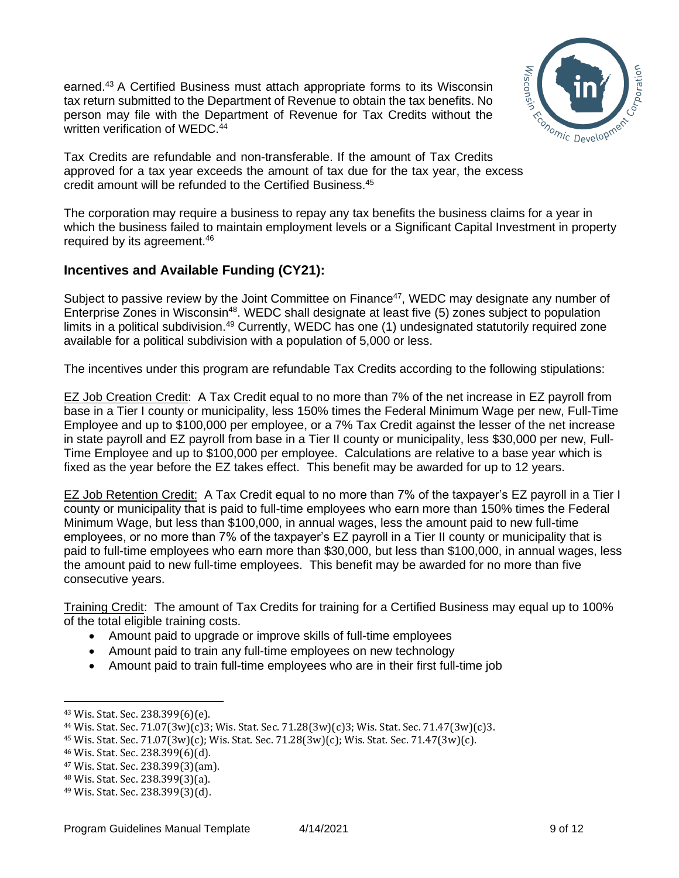earned.[43] A Certified Business must attach appropriate forms to its Wisconsin tax return submitted to the Department of Revenue to obtain the tax benefits. No person may file with the Department of Revenue for Tax Credits without the written verification of WEDC.[44]

Tax Credits are refundable and non-transferable. If the amount of Tax Credits approved for a tax year exceeds the amount of tax due for the tax year, the excess credit amount will be refunded to the Certified Business.[45]

The corporation may require a business to repay any tax benefits the business claims for a year in which the business failed to maintain employment levels or a Significant Capital Investment in property required by its agreement.[46]

## Incentives and Available Funding (CY21):

Subject to passive review by the Joint Committee on Finance[47], WEDC may designate any number of Enterprise Zones in Wisconsin[48]. WEDC shall designate at least five (5) zones subject to population limits in a political subdivision.[49] Currently, WEDC has one (1) undesignated statutorily required zone available for a political subdivision with a population of 5,000 or less.

The incentives under this program are refundable Tax Credits according to the following stipulations:

<u>EZ Job Creation Credit</u>: A Tax Credit equal to no more than 7% of the net increase in EZ payroll from base in a Tier I county or municipality, less 150% times the Federal Minimum Wage per new, Full-Time Employee and up to $100,000 per employee, or a 7% Tax Credit against the lesser of the net increase in state payroll and EZ payroll from base in a Tier II county or municipality, less $30,000 per new, Full-Time Employee and up to $100,000 per employee. Calculations are relative to a base year which is fixed as the year before the EZ takes effect. This benefit may be awarded for up to 12 years.

<u>EZ Job Retention Credit:</u> A Tax Credit equal to no more than 7% of the taxpayer's EZ payroll in a Tier I county or municipality that is paid to full-time employees who earn more than 150% times the Federal Minimum Wage, but less than $100,000, in annual wages, less the amount paid to new full-time employees, or no more than 7% of the taxpayer's EZ payroll in a Tier II county or municipality that is paid to full-time employees who earn more than $30,000, but less than $100,000, in annual wages, less the amount paid to new full-time employees. This benefit may be awarded for no more than five consecutive years.

<u>Training Credit</u>: The amount of Tax Credits for training for a Certified Business may equal up to 100% of the total eligible training costs.

- Amount paid to upgrade or improve skills of full-time employees
- Amount paid to train any full-time employees on new technology
- Amount paid to train full-time employees who are in their first full-time job

---

[43] Wis. Stat. Sec. 238.399(6)(e).
[44] Wis. Stat. Sec. 71.07(3w)(c)3; Wis. Stat. Sec. 71.28(3w)(c)3; Wis. Stat. Sec. 71.47(3w)(c)3.
[45] Wis. Stat. Sec. 71.07(3w)(c); Wis. Stat. Sec. 71.28(3w)(c); Wis. Stat. Sec. 71.47(3w)(c).
[46] Wis. Stat. Sec. 238.399(6)(d).
[47] Wis. Stat. Sec. 238.399(3)(am).
[48] Wis. Stat. Sec. 238.399(3)(a).
[49] Wis. Stat. Sec. 238.399(3)(d).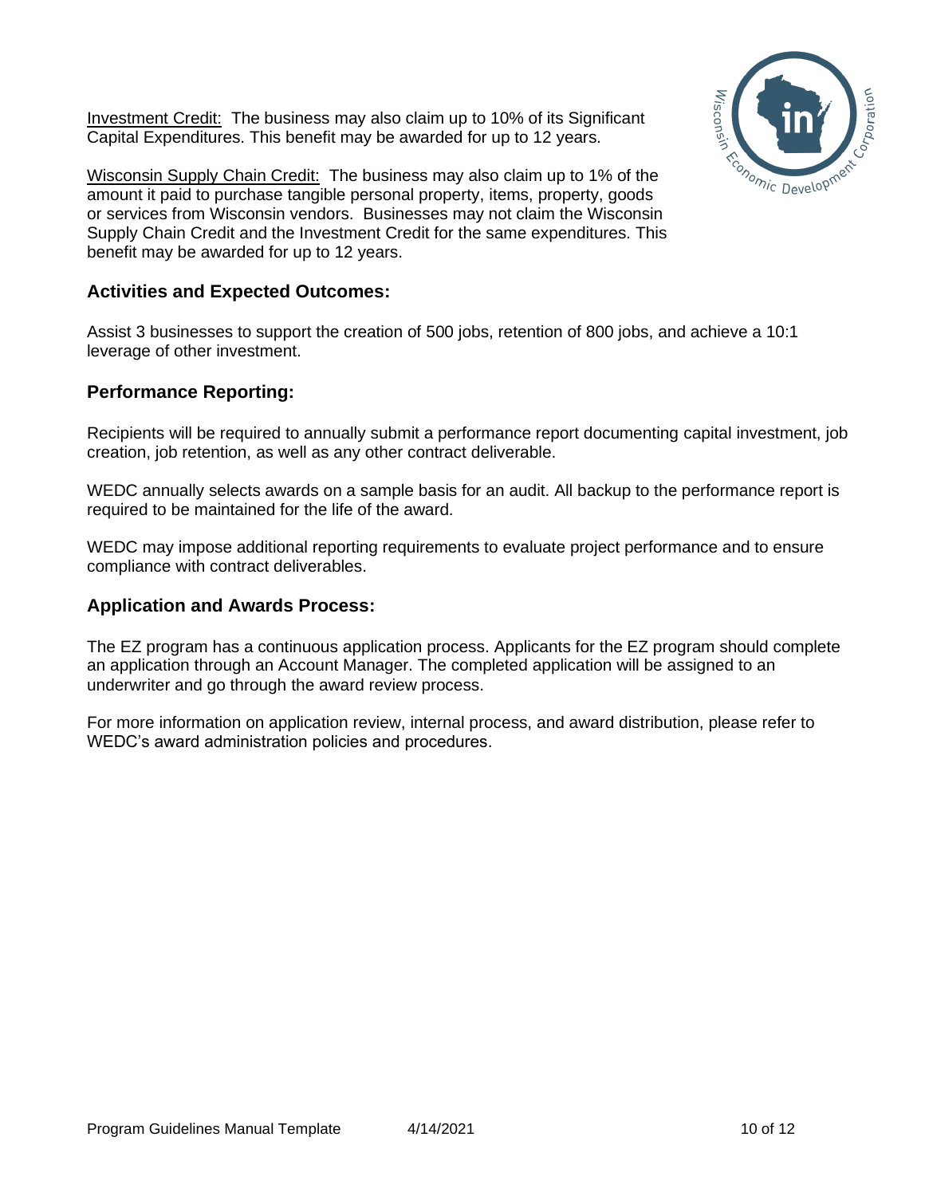Investment Credit: The business may also claim up to 10% of its Significant Capital Expenditures. This benefit may be awarded for up to 12 years.

Wisconsin Supply Chain Credit: The business may also claim up to 1% of the amount it paid to purchase tangible personal property, items, property, goods or services from Wisconsin vendors. Businesses may not claim the Wisconsin Supply Chain Credit and the Investment Credit for the same expenditures. This benefit may be awarded for up to 12 years.

## Activities and Expected Outcomes:

Assist 3 businesses to support the creation of 500 jobs, retention of 800 jobs, and achieve a 10:1 leverage of other investment.

## Performance Reporting:

Recipients will be required to annually submit a performance report documenting capital investment, job creation, job retention, as well as any other contract deliverable.

WEDC annually selects awards on a sample basis for an audit. All backup to the performance report is required to be maintained for the life of the award.

WEDC may impose additional reporting requirements to evaluate project performance and to ensure compliance with contract deliverables.

## Application and Awards Process:

The EZ program has a continuous application process. Applicants for the EZ program should complete an application through an Account Manager. The completed application will be assigned to an underwriter and go through the award review process.

For more information on application review, internal process, and award distribution, please refer to WEDC's award administration policies and procedures.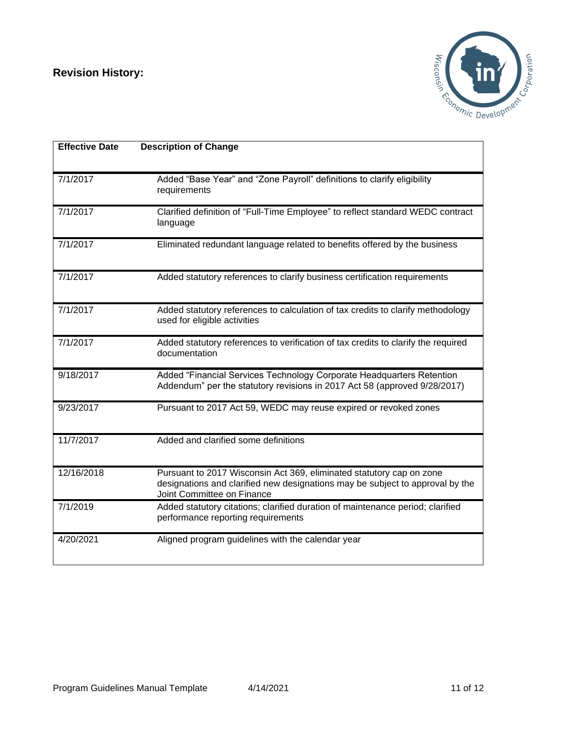## Revision History:

| Effective Date | Description of Change |
|---|---|
| 7/1/2017 | Added "Base Year" and "Zone Payroll" definitions to clarify eligibility requirements |
| 7/1/2017 | Clarified definition of "Full-Time Employee" to reflect standard WEDC contract language |
| 7/1/2017 | Eliminated redundant language related to benefits offered by the business |
| 7/1/2017 | Added statutory references to clarify business certification requirements |
| 7/1/2017 | Added statutory references to calculation of tax credits to clarify methodology used for eligible activities |
| 7/1/2017 | Added statutory references to verification of tax credits to clarify the required documentation |
| 9/18/2017 | Added "Financial Services Technology Corporate Headquarters Retention Addendum" per the statutory revisions in 2017 Act 58 (approved 9/28/2017) |
| 9/23/2017 | Pursuant to 2017 Act 59, WEDC may reuse expired or revoked zones |
| 11/7/2017 | Added and clarified some definitions |
| 12/16/2018 | Pursuant to 2017 Wisconsin Act 369, eliminated statutory cap on zone designations and clarified new designations may be subject to approval by the Joint Committee on Finance |
| 7/1/2019 | Added statutory citations; clarified duration of maintenance period; clarified performance reporting requirements |
| 4/20/2021 | Aligned program guidelines with the calendar year |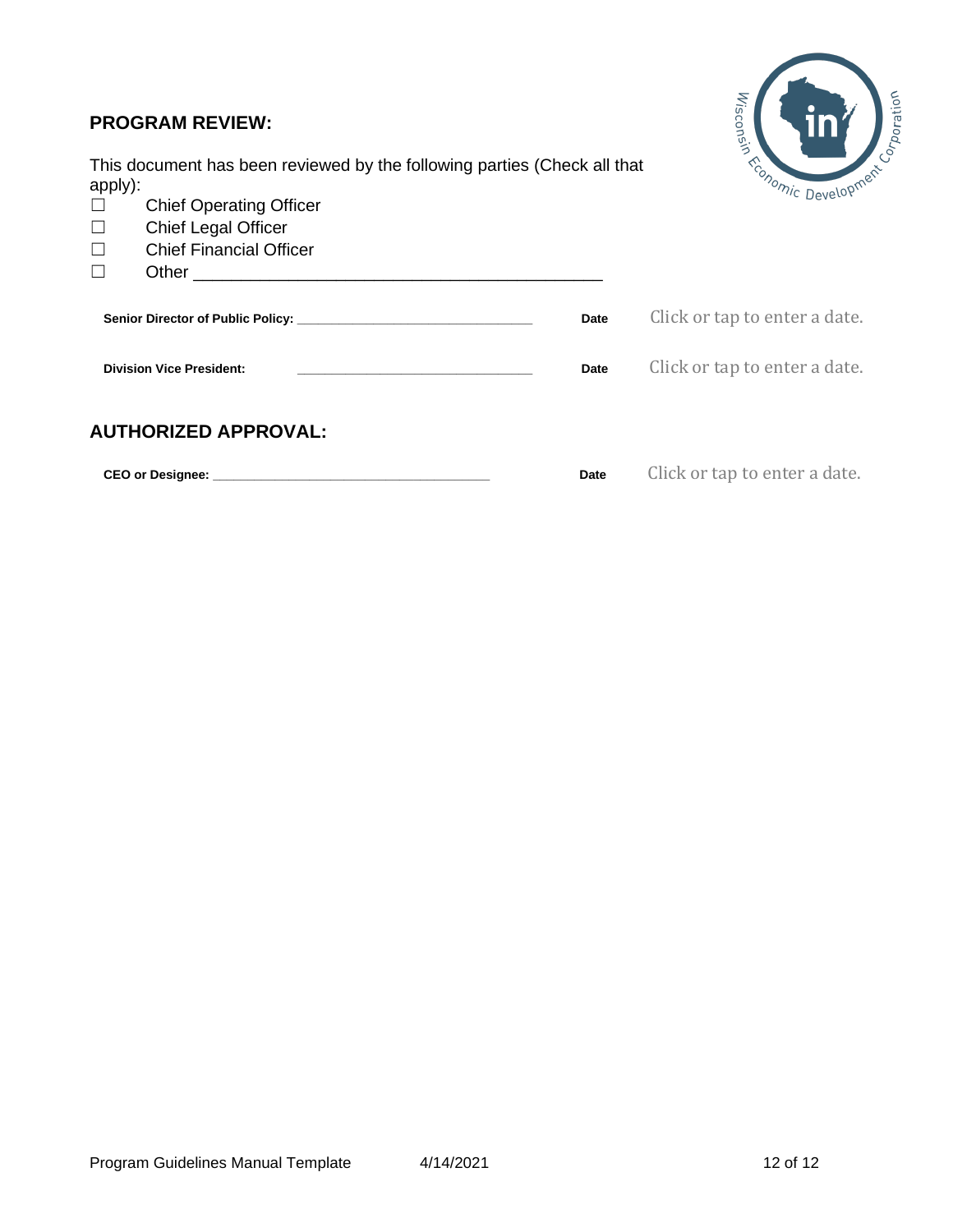## PROGRAM REVIEW:

This document has been reviewed by the following parties (Check all that apply):

- ☐ Chief Operating Officer
- ☐ Chief Legal Officer
- ☐ Chief Financial Officer
- ☐ Other \_\_\_\_\_\_\_\_\_\_\_\_\_\_\_\_\_\_\_\_\_\_\_\_\_\_\_\_\_\_\_\_\_\_\_\_\_\_\_\_\_\_\_\_

**Senior Director of Public Policy:** \_\_\_\_\_\_\_\_\_\_\_\_\_\_\_\_\_\_\_\_\_\_\_\_\_\_\_\_\_\_\_\_ **Date** Click or tap to enter a date.

**Division Vice President:** \_\_\_\_\_\_\_\_\_\_\_\_\_\_\_\_\_\_\_\_\_\_\_\_\_\_\_\_\_\_\_\_ **Date** Click or tap to enter a date.

## AUTHORIZED APPROVAL:

**CEO or Designee:** \_\_\_\_\_\_\_\_\_\_\_\_\_\_\_\_\_\_\_\_\_\_\_\_\_\_\_\_\_\_\_\_\_\_\_\_\_\_\_ **Date** Click or tap to enter a date.